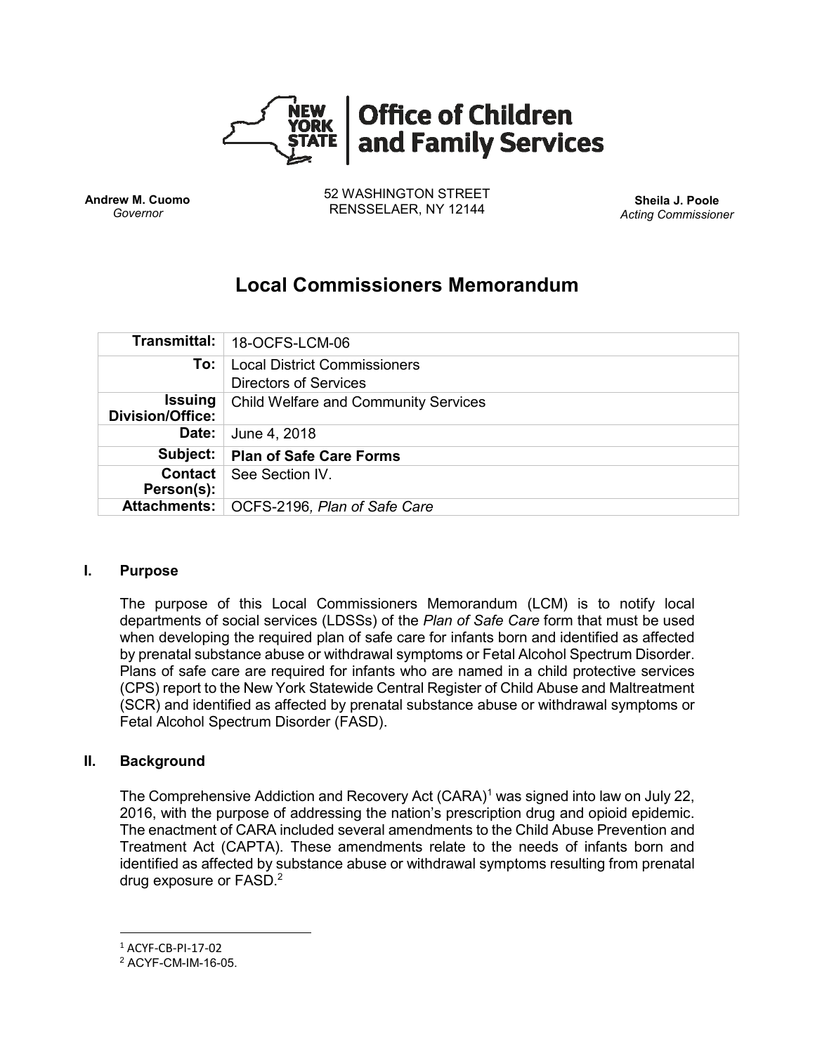**New York State | Office of Children and Family Services**

**Andrew M. Cuomo**
*Governor*

52 WASHINGTON STREET
RENSSELAER, NY 12144

**Sheila J. Poole**
*Acting Commissioner*

# Local Commissioners Memorandum

| | |
|---|---|
| **Transmittal:** | 18-OCFS-LCM-06 |
| **To:** | Local District Commissioners<br>Directors of Services |
| **Issuing Division/Office:** | Child Welfare and Community Services |
| **Date:** | June 4, 2018 |
| **Subject:** | **Plan of Safe Care Forms** |
| **Contact Person(s):** | See Section IV. |
| **Attachments:** | OCFS-2196*, Plan of Safe Care* |

## I. Purpose

The purpose of this Local Commissioners Memorandum (LCM) is to notify local departments of social services (LDSSs) of the *Plan of Safe Care* form that must be used when developing the required plan of safe care for infants born and identified as affected by prenatal substance abuse or withdrawal symptoms or Fetal Alcohol Spectrum Disorder. Plans of safe care are required for infants who are named in a child protective services (CPS) report to the New York Statewide Central Register of Child Abuse and Maltreatment (SCR) and identified as affected by prenatal substance abuse or withdrawal symptoms or Fetal Alcohol Spectrum Disorder (FASD).

## II. Background

The Comprehensive Addiction and Recovery Act (CARA)[1] was signed into law on July 22, 2016, with the purpose of addressing the nation's prescription drug and opioid epidemic. The enactment of CARA included several amendments to the Child Abuse Prevention and Treatment Act (CAPTA). These amendments relate to the needs of infants born and identified as affected by substance abuse or withdrawal symptoms resulting from prenatal drug exposure or FASD.[2]

---

[1] ACYF-CB-PI-17-02

[2] ACYF-CM-IM-16-05.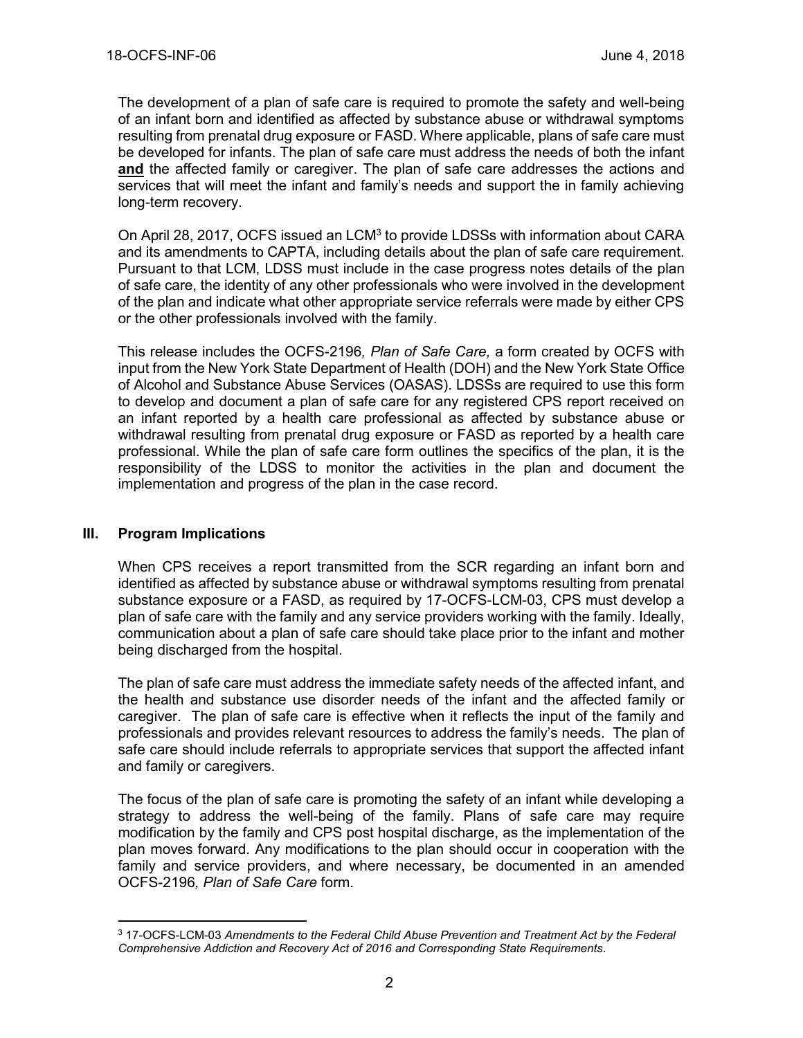The development of a plan of safe care is required to promote the safety and well-being of an infant born and identified as affected by substance abuse or withdrawal symptoms resulting from prenatal drug exposure or FASD. Where applicable, plans of safe care must be developed for infants. The plan of safe care must address the needs of both the infant **and** the affected family or caregiver. The plan of safe care addresses the actions and services that will meet the infant and family's needs and support the in family achieving long-term recovery.

On April 28, 2017, OCFS issued an LCM[3] to provide LDSSs with information about CARA and its amendments to CAPTA, including details about the plan of safe care requirement. Pursuant to that LCM, LDSS must include in the case progress notes details of the plan of safe care, the identity of any other professionals who were involved in the development of the plan and indicate what other appropriate service referrals were made by either CPS or the other professionals involved with the family.

This release includes the OCFS-2196*, Plan of Safe Care,* a form created by OCFS with input from the New York State Department of Health (DOH) and the New York State Office of Alcohol and Substance Abuse Services (OASAS). LDSSs are required to use this form to develop and document a plan of safe care for any registered CPS report received on an infant reported by a health care professional as affected by substance abuse or withdrawal resulting from prenatal drug exposure or FASD as reported by a health care professional. While the plan of safe care form outlines the specifics of the plan, it is the responsibility of the LDSS to monitor the activities in the plan and document the implementation and progress of the plan in the case record.

## III. Program Implications

When CPS receives a report transmitted from the SCR regarding an infant born and identified as affected by substance abuse or withdrawal symptoms resulting from prenatal substance exposure or a FASD, as required by 17-OCFS-LCM-03, CPS must develop a plan of safe care with the family and any service providers working with the family. Ideally, communication about a plan of safe care should take place prior to the infant and mother being discharged from the hospital.

The plan of safe care must address the immediate safety needs of the affected infant, and the health and substance use disorder needs of the infant and the affected family or caregiver. The plan of safe care is effective when it reflects the input of the family and professionals and provides relevant resources to address the family's needs. The plan of safe care should include referrals to appropriate services that support the affected infant and family or caregivers.

The focus of the plan of safe care is promoting the safety of an infant while developing a strategy to address the well-being of the family. Plans of safe care may require modification by the family and CPS post hospital discharge, as the implementation of the plan moves forward. Any modifications to the plan should occur in cooperation with the family and service providers, and where necessary, be documented in an amended OCFS-2196*, Plan of Safe Care* form.

---

[3] 17-OCFS-LCM-03 *Amendments to the Federal Child Abuse Prevention and Treatment Act by the Federal Comprehensive Addiction and Recovery Act of 2016 and Corresponding State Requirements*.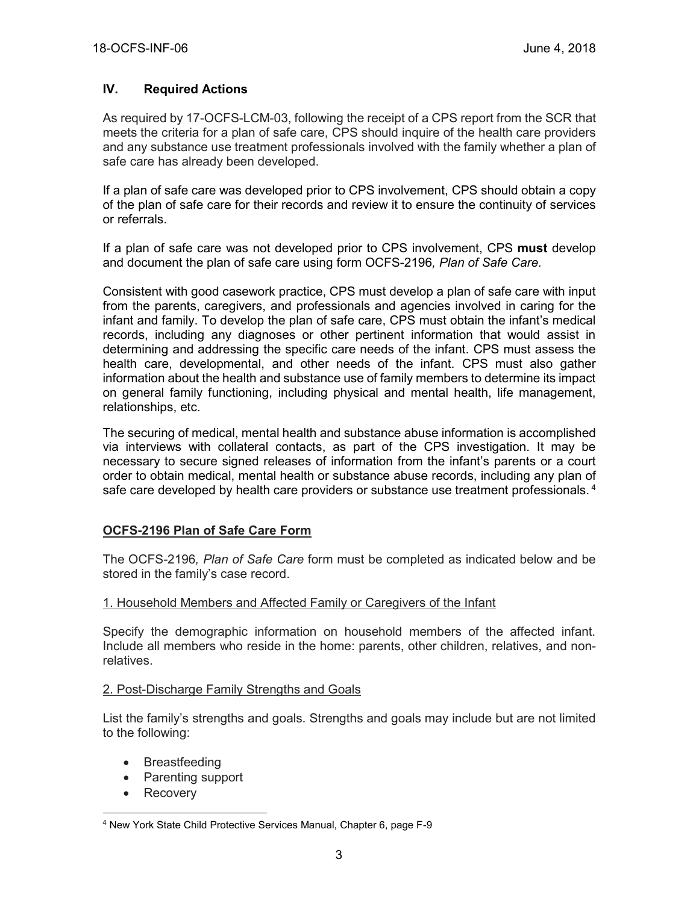## IV. Required Actions

As required by 17-OCFS-LCM-03, following the receipt of a CPS report from the SCR that meets the criteria for a plan of safe care, CPS should inquire of the health care providers and any substance use treatment professionals involved with the family whether a plan of safe care has already been developed.

If a plan of safe care was developed prior to CPS involvement, CPS should obtain a copy of the plan of safe care for their records and review it to ensure the continuity of services or referrals.

If a plan of safe care was not developed prior to CPS involvement, CPS **must** develop and document the plan of safe care using form OCFS-2196*, Plan of Safe Care.*

Consistent with good casework practice, CPS must develop a plan of safe care with input from the parents, caregivers, and professionals and agencies involved in caring for the infant and family. To develop the plan of safe care, CPS must obtain the infant's medical records, including any diagnoses or other pertinent information that would assist in determining and addressing the specific care needs of the infant. CPS must assess the health care, developmental, and other needs of the infant. CPS must also gather information about the health and substance use of family members to determine its impact on general family functioning, including physical and mental health, life management, relationships, etc.

The securing of medical, mental health and substance abuse information is accomplished via interviews with collateral contacts, as part of the CPS investigation. It may be necessary to secure signed releases of information from the infant's parents or a court order to obtain medical, mental health or substance abuse records, including any plan of safe care developed by health care providers or substance use treatment professionals. [4]

### OCFS-2196 Plan of Safe Care Form

The OCFS-2196*, Plan of Safe Care* form must be completed as indicated below and be stored in the family's case record.

#### 1. Household Members and Affected Family or Caregivers of the Infant

Specify the demographic information on household members of the affected infant. Include all members who reside in the home: parents, other children, relatives, and non-relatives.

#### 2. Post-Discharge Family Strengths and Goals

List the family's strengths and goals. Strengths and goals may include but are not limited to the following:

- Breastfeeding
- Parenting support
- Recovery

[4] New York State Child Protective Services Manual, Chapter 6, page F-9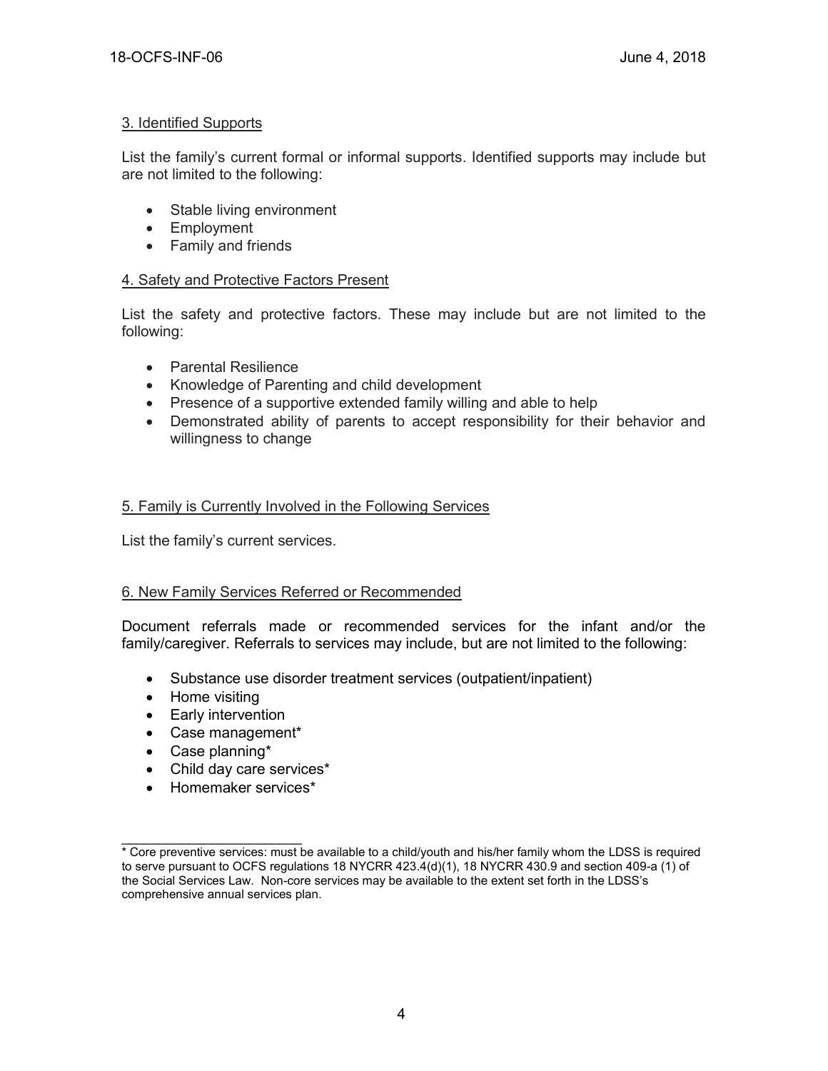### 3. Identified Supports

List the family's current formal or informal supports. Identified supports may include but are not limited to the following:

- Stable living environment
- Employment
- Family and friends

### 4. Safety and Protective Factors Present

List the safety and protective factors. These may include but are not limited to the following:

- Parental Resilience
- Knowledge of Parenting and child development
- Presence of a supportive extended family willing and able to help
- Demonstrated ability of parents to accept responsibility for their behavior and willingness to change

### 5. Family is Currently Involved in the Following Services

List the family's current services.

### 6. New Family Services Referred or Recommended

Document referrals made or recommended services for the infant and/or the family/caregiver. Referrals to services may include, but are not limited to the following:

- Substance use disorder treatment services (outpatient/inpatient)
- Home visiting
- Early intervention
- Case management*
- Case planning*
- Child day care services*
- Homemaker services*

---

* Core preventive services: must be available to a child/youth and his/her family whom the LDSS is required to serve pursuant to OCFS regulations 18 NYCRR 423.4(d)(1), 18 NYCRR 430.9 and section 409-a (1) of the Social Services Law. Non-core services may be available to the extent set forth in the LDSS's comprehensive annual services plan.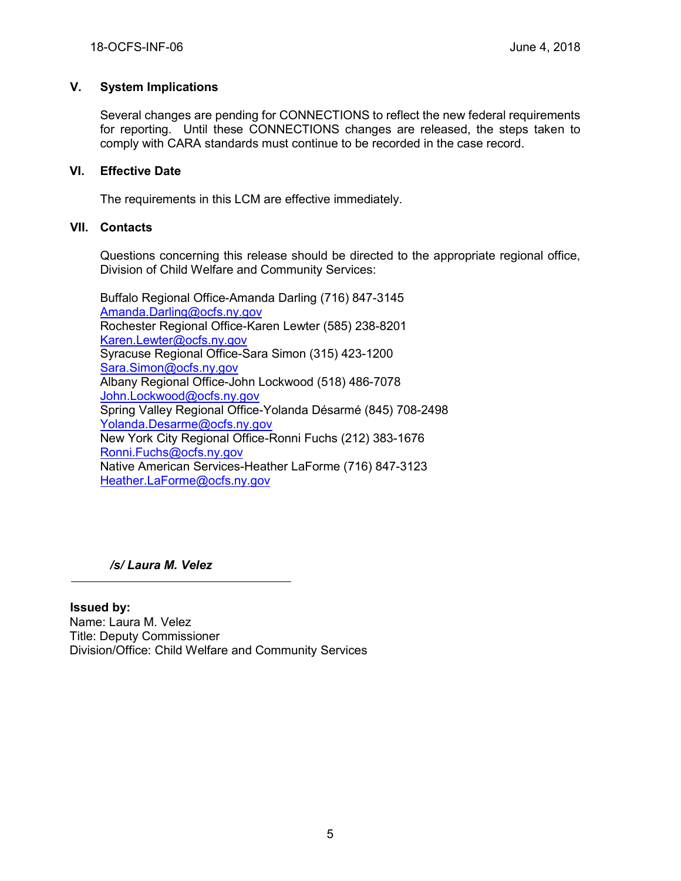## V. System Implications

Several changes are pending for CONNECTIONS to reflect the new federal requirements for reporting. Until these CONNECTIONS changes are released, the steps taken to comply with CARA standards must continue to be recorded in the case record.

## VI. Effective Date

The requirements in this LCM are effective immediately.

## VII. Contacts

Questions concerning this release should be directed to the appropriate regional office, Division of Child Welfare and Community Services:

Buffalo Regional Office-Amanda Darling (716) 847-3145
Amanda.Darling@ocfs.ny.gov
Rochester Regional Office-Karen Lewter (585) 238-8201
Karen.Lewter@ocfs.ny.gov
Syracuse Regional Office-Sara Simon (315) 423-1200
Sara.Simon@ocfs.ny.gov
Albany Regional Office-John Lockwood (518) 486-7078
John.Lockwood@ocfs.ny.gov
Spring Valley Regional Office-Yolanda Désarmé (845) 708-2498
Yolanda.Desarme@ocfs.ny.gov
New York City Regional Office-Ronni Fuchs (212) 383-1676
Ronni.Fuchs@ocfs.ny.gov
Native American Services-Heather LaForme (716) 847-3123
Heather.LaForme@ocfs.ny.gov

***/s/ Laura M. Velez***

---

**Issued by:**
Name: Laura M. Velez
Title: Deputy Commissioner
Division/Office: Child Welfare and Community Services